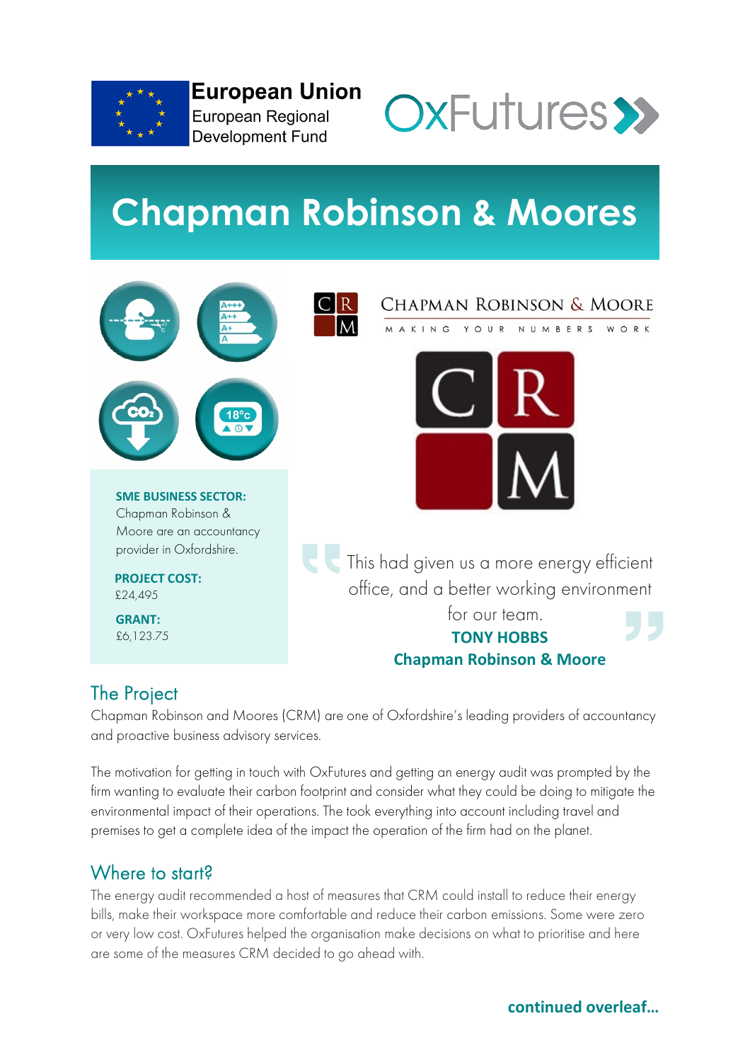European Union
European Regional Development Fund

OxFutures

# Chapman Robinson & Moores

CHAPMAN ROBINSON & MOORE
MAKING YOUR NUMBERS WORK

**SME BUSINESS SECTOR:**
Chapman Robinson & Moore are an accountancy provider in Oxfordshire.

**PROJECT COST:**
£24,495

**GRANT:**
£6,123.75

> This had given us a more energy efficient office, and a better working environment for our team.
>
> **TONY HOBBS**
> **Chapman Robinson & Moore**

## The Project

Chapman Robinson and Moores (CRM) are one of Oxfordshire's leading providers of accountancy and proactive business advisory services.

The motivation for getting in touch with OxFutures and getting an energy audit was prompted by the firm wanting to evaluate their carbon footprint and consider what they could be doing to mitigate the environmental impact of their operations. The took everything into account including travel and premises to get a complete idea of the impact the operation of the firm had on the planet.

## Where to start?

The energy audit recommended a host of measures that CRM could install to reduce their energy bills, make their workspace more comfortable and reduce their carbon emissions. Some were zero or very low cost. OxFutures helped the organisation make decisions on what to prioritise and here are some of the measures CRM decided to go ahead with.

**continued overleaf...**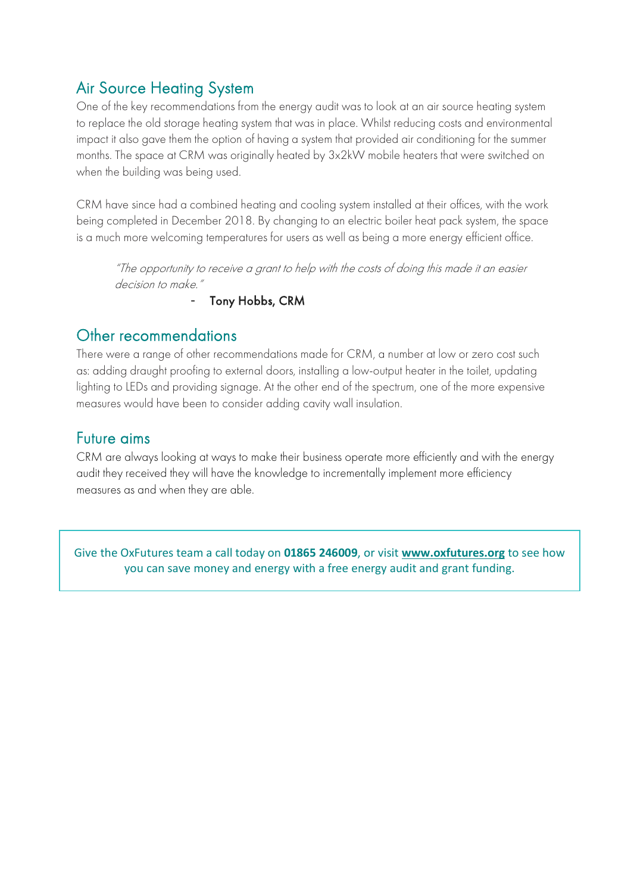## Air Source Heating System

One of the key recommendations from the energy audit was to look at an air source heating system to replace the old storage heating system that was in place. Whilst reducing costs and environmental impact it also gave them the option of having a system that provided air conditioning for the summer months. The space at CRM was originally heated by 3x2kW mobile heaters that were switched on when the building was being used.

CRM have since had a combined heating and cooling system installed at their offices, with the work being completed in December 2018. By changing to an electric boiler heat pack system, the space is a much more welcoming temperatures for users as well as being a more energy efficient office.

> *"The opportunity to receive a grant to help with the costs of doing this made it an easier decision to make."*
>
> - **Tony Hobbs, CRM**

## Other recommendations

There were a range of other recommendations made for CRM, a number at low or zero cost such as: adding draught proofing to external doors, installing a low-output heater in the toilet, updating lighting to LEDs and providing signage. At the other end of the spectrum, one of the more expensive measures would have been to consider adding cavity wall insulation.

## Future aims

CRM are always looking at ways to make their business operate more efficiently and with the energy audit they received they will have the knowledge to incrementally implement more efficiency measures as and when they are able.

Give the OxFutures team a call today on **01865 246009**, or visit **www.oxfutures.org** to see how you can save money and energy with a free energy audit and grant funding.